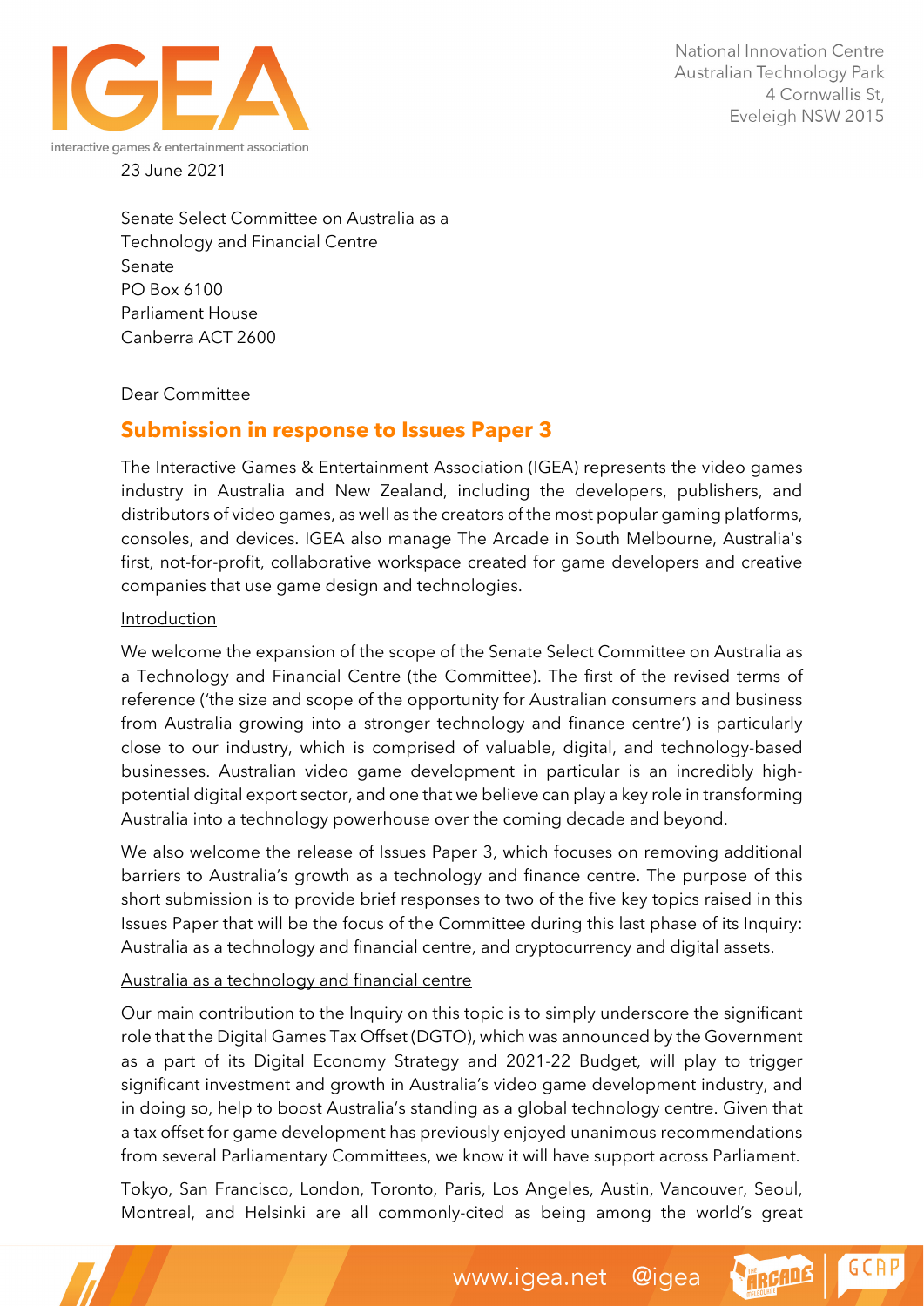National Innovation Centre
Australian Technology Park
4 Cornwallis St,
Eveleigh NSW 2015

23 June 2021

Senate Select Committee on Australia as a
Technology and Financial Centre
Senate
PO Box 6100
Parliament House
Canberra ACT 2600

Dear Committee

## Submission in response to Issues Paper 3

The Interactive Games & Entertainment Association (IGEA) represents the video games industry in Australia and New Zealand, including the developers, publishers, and distributors of video games, as well as the creators of the most popular gaming platforms, consoles, and devices. IGEA also manage The Arcade in South Melbourne, Australia's first, not-for-profit, collaborative workspace created for game developers and creative companies that use game design and technologies.

### Introduction

We welcome the expansion of the scope of the Senate Select Committee on Australia as a Technology and Financial Centre (the Committee). The first of the revised terms of reference ('the size and scope of the opportunity for Australian consumers and business from Australia growing into a stronger technology and finance centre') is particularly close to our industry, which is comprised of valuable, digital, and technology-based businesses. Australian video game development in particular is an incredibly high-potential digital export sector, and one that we believe can play a key role in transforming Australia into a technology powerhouse over the coming decade and beyond.

We also welcome the release of Issues Paper 3, which focuses on removing additional barriers to Australia's growth as a technology and finance centre. The purpose of this short submission is to provide brief responses to two of the five key topics raised in this Issues Paper that will be the focus of the Committee during this last phase of its Inquiry: Australia as a technology and financial centre, and cryptocurrency and digital assets.

### Australia as a technology and financial centre

Our main contribution to the Inquiry on this topic is to simply underscore the significant role that the Digital Games Tax Offset (DGTO), which was announced by the Government as a part of its Digital Economy Strategy and 2021-22 Budget, will play to trigger significant investment and growth in Australia's video game development industry, and in doing so, help to boost Australia's standing as a global technology centre. Given that a tax offset for game development has previously enjoyed unanimous recommendations from several Parliamentary Committees, we know it will have support across Parliament.

Tokyo, San Francisco, London, Toronto, Paris, Los Angeles, Austin, Vancouver, Seoul, Montreal, and Helsinki are all commonly-cited as being among the world's great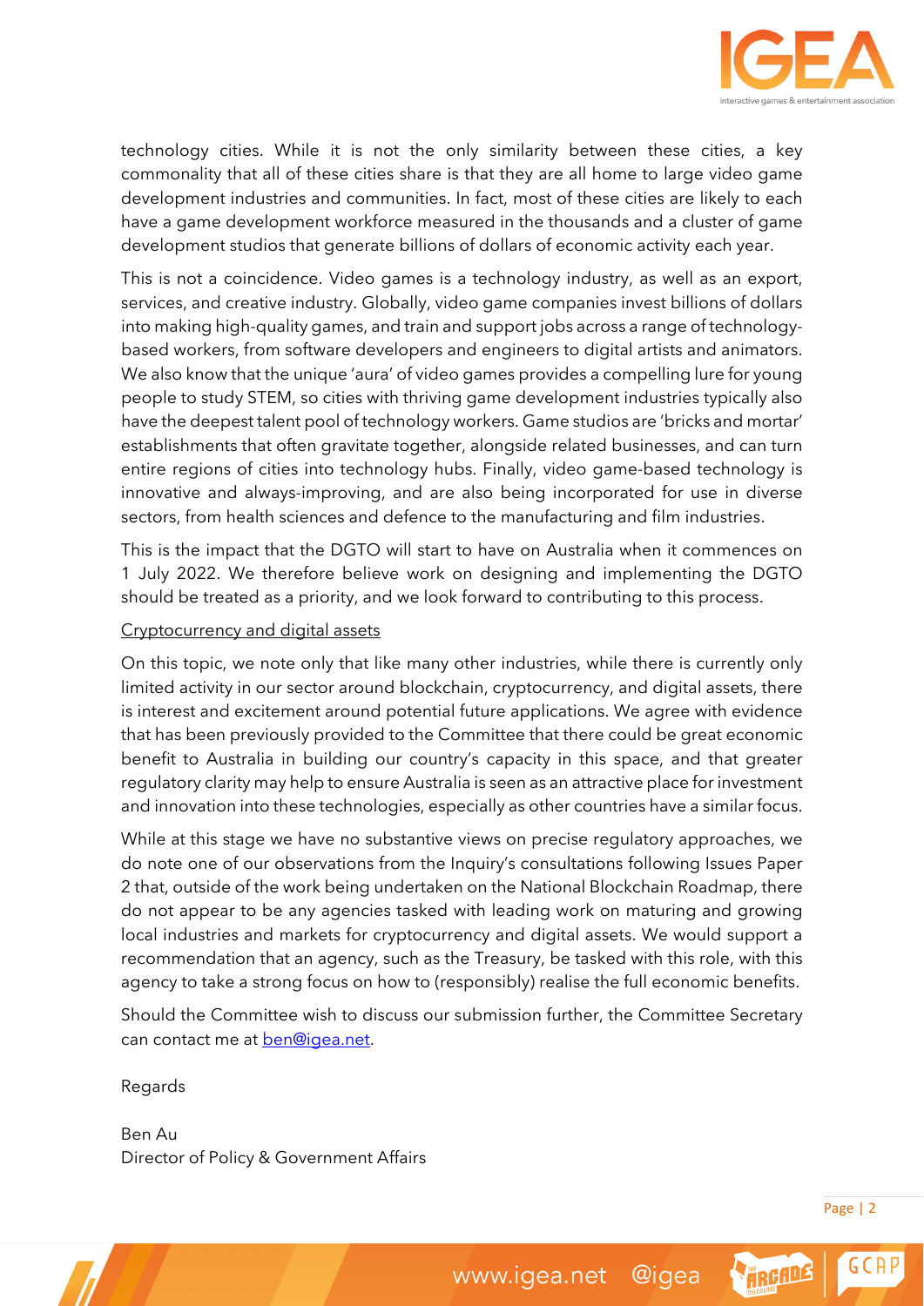technology cities. While it is not the only similarity between these cities, a key commonality that all of these cities share is that they are all home to large video game development industries and communities. In fact, most of these cities are likely to each have a game development workforce measured in the thousands and a cluster of game development studios that generate billions of dollars of economic activity each year.

This is not a coincidence. Video games is a technology industry, as well as an export, services, and creative industry. Globally, video game companies invest billions of dollars into making high-quality games, and train and support jobs across a range of technology-based workers, from software developers and engineers to digital artists and animators. We also know that the unique 'aura' of video games provides a compelling lure for young people to study STEM, so cities with thriving game development industries typically also have the deepest talent pool of technology workers. Game studios are 'bricks and mortar' establishments that often gravitate together, alongside related businesses, and can turn entire regions of cities into technology hubs. Finally, video game-based technology is innovative and always-improving, and are also being incorporated for use in diverse sectors, from health sciences and defence to the manufacturing and film industries.

This is the impact that the DGTO will start to have on Australia when it commences on 1 July 2022. We therefore believe work on designing and implementing the DGTO should be treated as a priority, and we look forward to contributing to this process.

<u>Cryptocurrency and digital assets</u>

On this topic, we note only that like many other industries, while there is currently only limited activity in our sector around blockchain, cryptocurrency, and digital assets, there is interest and excitement around potential future applications. We agree with evidence that has been previously provided to the Committee that there could be great economic benefit to Australia in building our country's capacity in this space, and that greater regulatory clarity may help to ensure Australia is seen as an attractive place for investment and innovation into these technologies, especially as other countries have a similar focus.

While at this stage we have no substantive views on precise regulatory approaches, we do note one of our observations from the Inquiry's consultations following Issues Paper 2 that, outside of the work being undertaken on the National Blockchain Roadmap, there do not appear to be any agencies tasked with leading work on maturing and growing local industries and markets for cryptocurrency and digital assets. We would support a recommendation that an agency, such as the Treasury, be tasked with this role, with this agency to take a strong focus on how to (responsibly) realise the full economic benefits.

Should the Committee wish to discuss our submission further, the Committee Secretary can contact me at ben@igea.net.

Regards

Ben Au
Director of Policy & Government Affairs